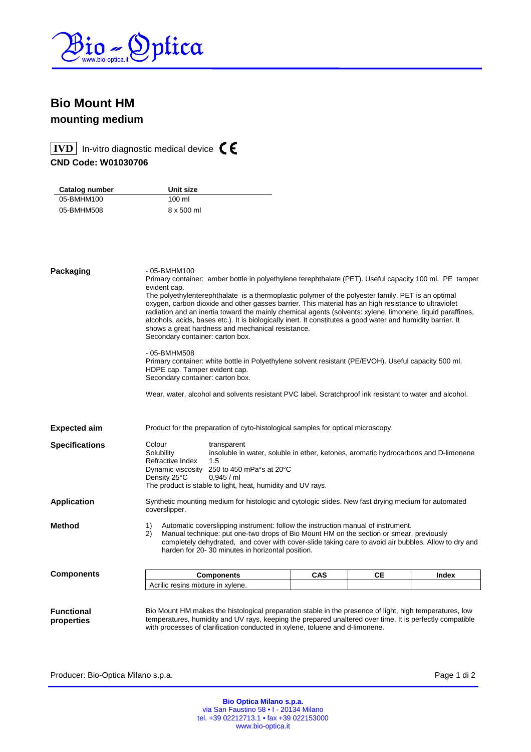# Bio Mount HM

## mounting medium

**IVD** In-vitro diagnostic medical device CE

**CND Code: W01030706**

| Catalog number | Unit size |
|---|---|
| 05-BMHM100 | 100 ml |
| 05-BMHM508 | 8 x 500 ml |

**Packaging**

- 05-BMHM100
Primary container: amber bottle in polyethylene terephthalate (PET). Useful capacity 100 ml. PE tamper evident cap.
The polyethylenterephthalate is a thermoplastic polymer of the polyester family. PET is an optimal oxygen, carbon dioxide and other gasses barrier. This material has an high resistance to ultraviolet radiation and an inertia toward the mainly chemical agents (solvents: xylene, limonene, liquid paraffines, alcohols, acids, bases etc.). It is biologically inert. It constitutes a good water and humidity barrier. It shows a great hardness and mechanical resistance.
Secondary container: carton box.

- 05-BMHM508
Primary container: white bottle in Polyethylene solvent resistant (PE/EVOH). Useful capacity 500 ml. HDPE cap. Tamper evident cap.
Secondary container: carton box.

Wear, water, alcohol and solvents resistant PVC label. Scratchproof ink resistant to water and alcohol.

**Expected aim**

Product for the preparation of cyto-histological samples for optical microscopy.

**Specifications**

Colour transparent
Solubility insoluble in water, soluble in ether, ketones, aromatic hydrocarbons and D-limonene
Refractive Index 1.5
Dynamic viscosity 250 to 450 mPa*s at 20°C
Density 25°C 0,945 / ml
The product is stable to light, heat, humidity and UV rays.

**Application**

Synthetic mounting medium for histologic and cytologic slides. New fast drying medium for automated coverslipper.

**Method**

1) Automatic coverslipping instrument: follow the instruction manual of instrument.
2) Manual technique: put one-two drops of Bio Mount HM on the section or smear, previously completely dehydrated, and cover with cover-slide taking care to avoid air bubbles. Allow to dry and harden for 20- 30 minutes in horizontal position.

**Components**

| Components | CAS | CE | Index |
|---|---|---|---|
| Acrilic resins mixture in xylene. | | | |

**Functional properties**

Bio Mount HM makes the histological preparation stable in the presence of light, high temperatures, low temperatures, humidity and UV rays, keeping the prepared unaltered over time. It is perfectly compatible with processes of clarification conducted in xylene, toluene and d-limonene.

Producer: Bio-Optica Milano s.p.a.

**Bio Optica Milano s.p.a.**
via San Faustino 58 • I - 20134 Milano
tel. +39 02212713.1 • fax +39 022153000
www.bio-optica.it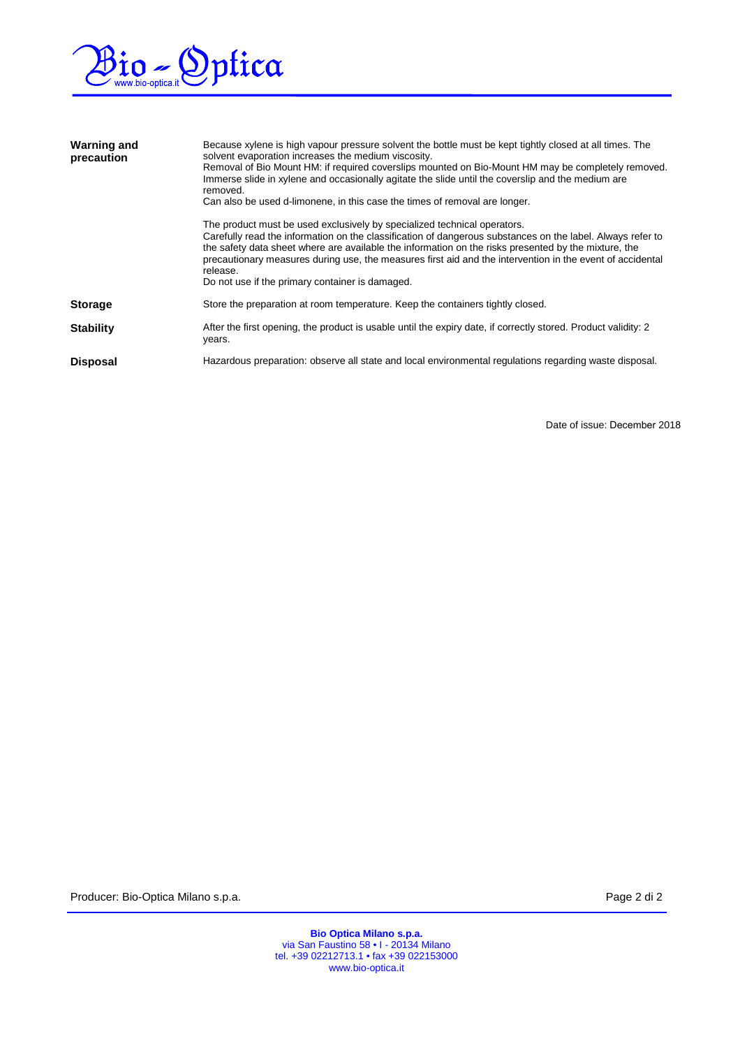| | |
|---|---|
| **Warning and precaution** | Because xylene is high vapour pressure solvent the bottle must be kept tightly closed at all times. The solvent evaporation increases the medium viscosity.<br>Removal of Bio Mount HM: if required coverslips mounted on Bio-Mount HM may be completely removed. Immerse slide in xylene and occasionally agitate the slide until the coverslip and the medium are removed.<br>Can also be used d-limonene, in this case the times of removal are longer.<br><br>The product must be used exclusively by specialized technical operators.<br>Carefully read the information on the classification of dangerous substances on the label. Always refer to the safety data sheet where are available the information on the risks presented by the mixture, the precautionary measures during use, the measures first aid and the intervention in the event of accidental release.<br>Do not use if the primary container is damaged. |
| **Storage** | Store the preparation at room temperature. Keep the containers tightly closed. |
| **Stability** | After the first opening, the product is usable until the expiry date, if correctly stored. Product validity: 2 years. |
| **Disposal** | Hazardous preparation: observe all state and local environmental regulations regarding waste disposal. |

Date of issue: December 2018

Producer: Bio-Optica Milano s.p.a.

**Bio Optica Milano s.p.a.**
via San Faustino 58 • I - 20134 Milano
tel. +39 02212713.1 • fax +39 022153000
www.bio-optica.it